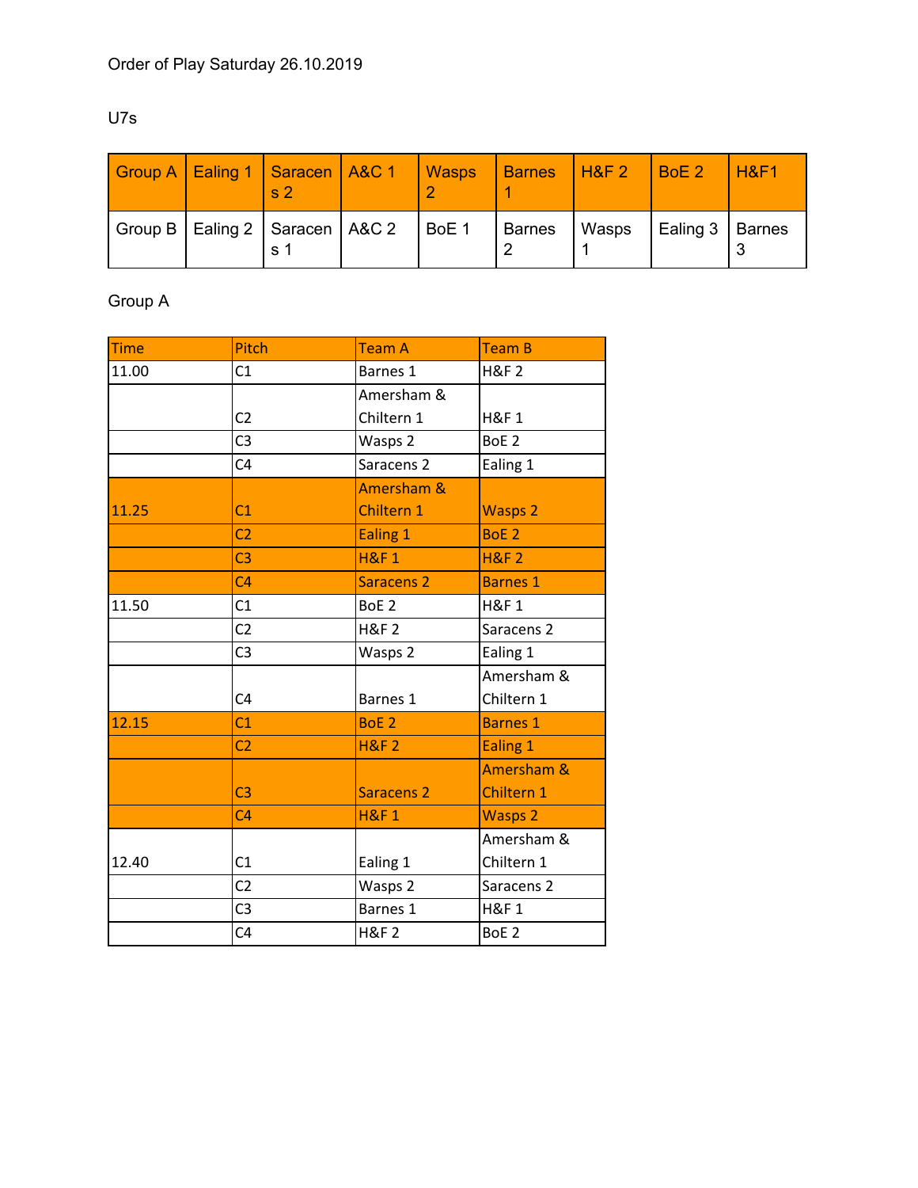Order of Play Saturday 26.10.2019

U7s

| Group A | Ealing 1 | Saracens 2 | A&C 1 | Wasps 2 | Barnes 1 | H&F 2 | BoE 2 | H&F1 |
|---|---|---|---|---|---|---|---|---|
| Group B | Ealing 2 | Saracens 1 | A&C 2 | BoE 1 | Barnes 2 | Wasps 1 | Ealing 3 | Barnes 3 |

Group A

| Time | Pitch | Team A | Team B |
|---|---|---|---|
| 11.00 | C1 | Barnes 1 | H&F 2 |
| | C2 | Amersham & Chiltern 1 | H&F 1 |
| | C3 | Wasps 2 | BoE 2 |
| | C4 | Saracens 2 | Ealing 1 |
| 11.25 | C1 | Amersham & Chiltern 1 | Wasps 2 |
| | C2 | Ealing 1 | BoE 2 |
| | C3 | H&F 1 | H&F 2 |
| | C4 | Saracens 2 | Barnes 1 |
| 11.50 | C1 | BoE 2 | H&F 1 |
| | C2 | H&F 2 | Saracens 2 |
| | C3 | Wasps 2 | Ealing 1 |
| | C4 | Barnes 1 | Amersham & Chiltern 1 |
| 12.15 | C1 | BoE 2 | Barnes 1 |
| | C2 | H&F 2 | Ealing 1 |
| | C3 | Saracens 2 | Amersham & Chiltern 1 |
| | C4 | H&F 1 | Wasps 2 |
| 12.40 | C1 | Ealing 1 | Amersham & Chiltern 1 |
| | C2 | Wasps 2 | Saracens 2 |
| | C3 | Barnes 1 | H&F 1 |
| | C4 | H&F 2 | BoE 2 |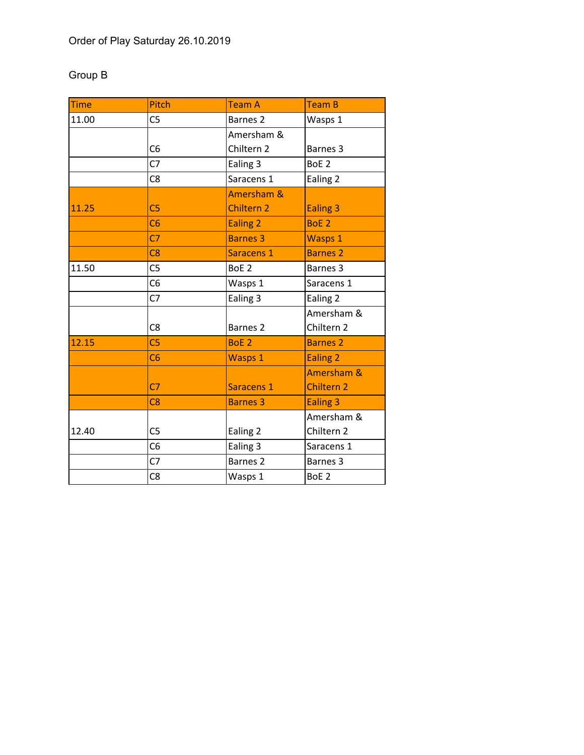Order of Play Saturday 26.10.2019

Group B

| Time | Pitch | Team A | Team B |
| --- | --- | --- | --- |
| 11.00 | C5 | Barnes 2 | Wasps 1 |
| | C6 | Amersham & Chiltern 2 | Barnes 3 |
| | C7 | Ealing 3 | BoE 2 |
| | C8 | Saracens 1 | Ealing 2 |
| 11.25 | C5 | Amersham & Chiltern 2 | Ealing 3 |
| | C6 | Ealing 2 | BoE 2 |
| | C7 | Barnes 3 | Wasps 1 |
| | C8 | Saracens 1 | Barnes 2 |
| 11.50 | C5 | BoE 2 | Barnes 3 |
| | C6 | Wasps 1 | Saracens 1 |
| | C7 | Ealing 3 | Ealing 2 |
| | C8 | Barnes 2 | Amersham & Chiltern 2 |
| 12.15 | C5 | BoE 2 | Barnes 2 |
| | C6 | Wasps 1 | Ealing 2 |
| | C7 | Saracens 1 | Amersham & Chiltern 2 |
| | C8 | Barnes 3 | Ealing 3 |
| 12.40 | C5 | Ealing 2 | Amersham & Chiltern 2 |
| | C6 | Ealing 3 | Saracens 1 |
| | C7 | Barnes 2 | Barnes 3 |
| | C8 | Wasps 1 | BoE 2 |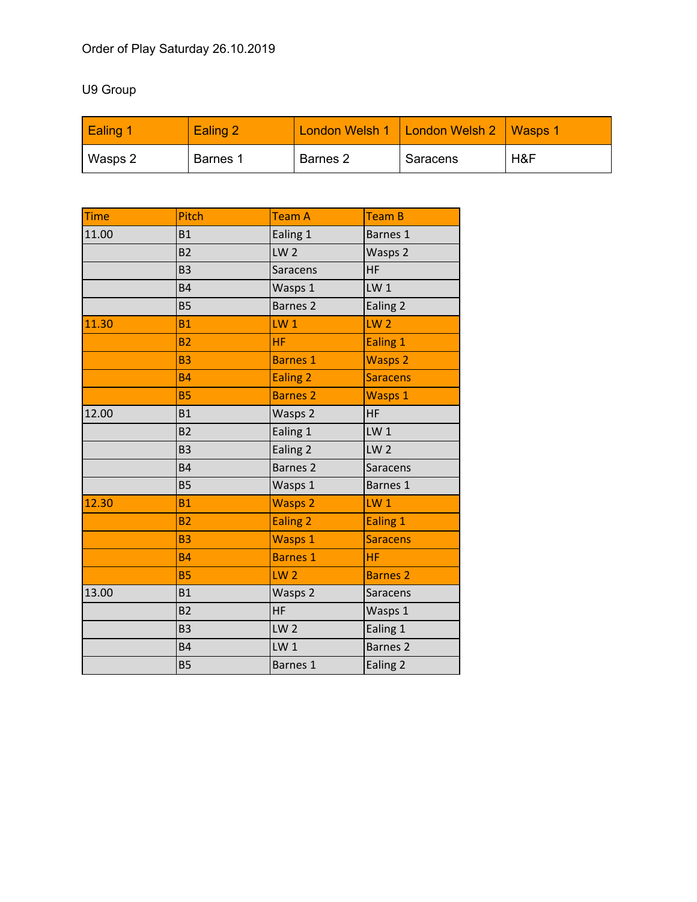Order of Play Saturday 26.10.2019

U9 Group

| Ealing 1 | Ealing 2 | London Welsh 1 | London Welsh 2 | Wasps 1 |
|---|---|---|---|---|
| Wasps 2 | Barnes 1 | Barnes 2 | Saracens | H&F |

| Time | Pitch | Team A | Team B |
|---|---|---|---|
| 11.00 | B1 | Ealing 1 | Barnes 1 |
| | B2 | LW 2 | Wasps 2 |
| | B3 | Saracens | HF |
| | B4 | Wasps 1 | LW 1 |
| | B5 | Barnes 2 | Ealing 2 |
| 11.30 | B1 | LW 1 | LW 2 |
| | B2 | HF | Ealing 1 |
| | B3 | Barnes 1 | Wasps 2 |
| | B4 | Ealing 2 | Saracens |
| | B5 | Barnes 2 | Wasps 1 |
| 12.00 | B1 | Wasps 2 | HF |
| | B2 | Ealing 1 | LW 1 |
| | B3 | Ealing 2 | LW 2 |
| | B4 | Barnes 2 | Saracens |
| | B5 | Wasps 1 | Barnes 1 |
| 12.30 | B1 | Wasps 2 | LW 1 |
| | B2 | Ealing 2 | Ealing 1 |
| | B3 | Wasps 1 | Saracens |
| | B4 | Barnes 1 | HF |
| | B5 | LW 2 | Barnes 2 |
| 13.00 | B1 | Wasps 2 | Saracens |
| | B2 | HF | Wasps 1 |
| | B3 | LW 2 | Ealing 1 |
| | B4 | LW 1 | Barnes 2 |
| | B5 | Barnes 1 | Ealing 2 |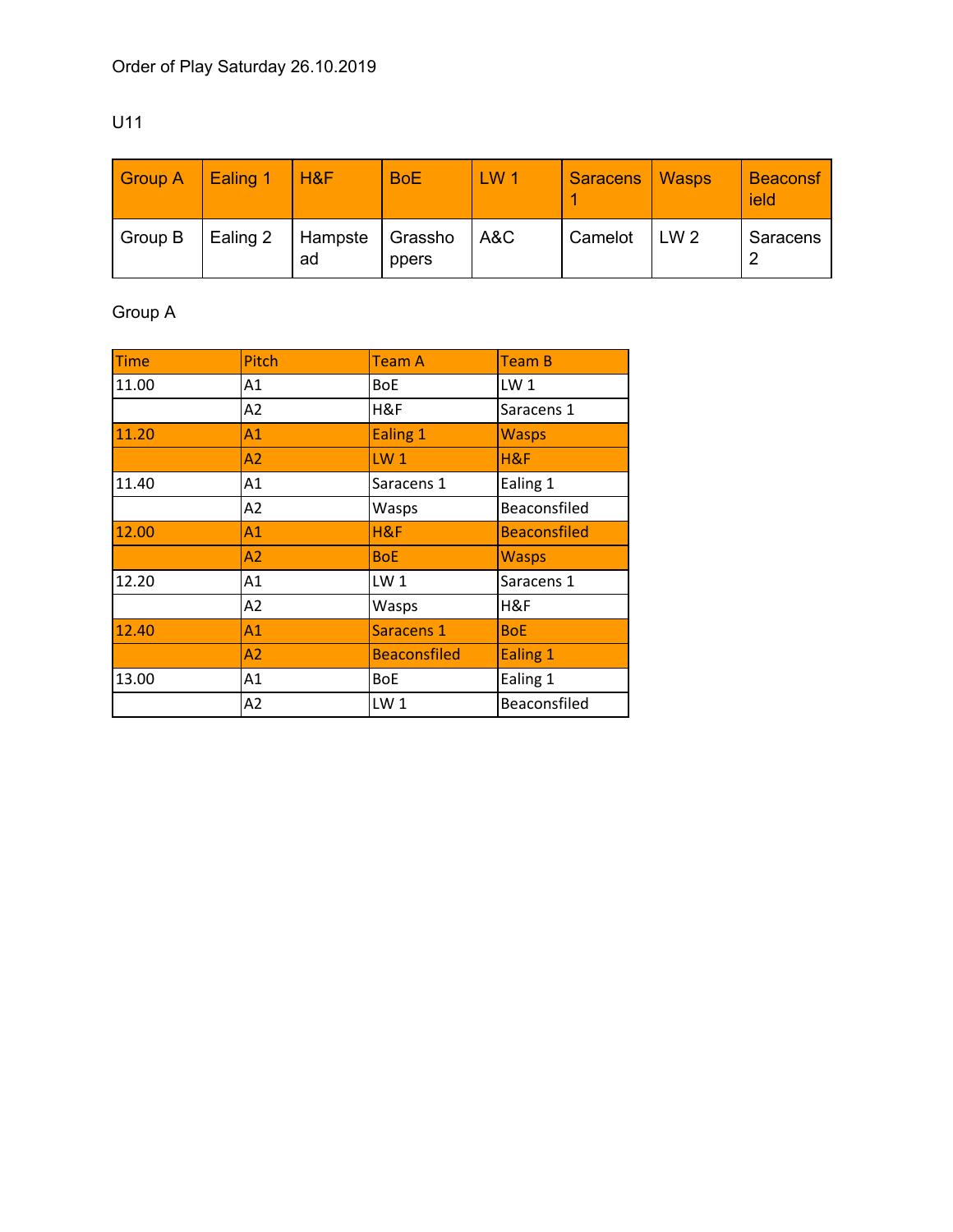Order of Play Saturday 26.10.2019

U11

| Group A | Ealing 1 | H&F | BoE | LW 1 | Saracens 1 | Wasps | Beaconsfield |
|---|---|---|---|---|---|---|---|
| Group B | Ealing 2 | Hampstead | Grasshoppers | A&C | Camelot | LW 2 | Saracens 2 |

Group A

| Time | Pitch | Team A | Team B |
|---|---|---|---|
| 11.00 | A1 | BoE | LW 1 |
| | A2 | H&F | Saracens 1 |
| 11.20 | A1 | Ealing 1 | Wasps |
| | A2 | LW 1 | H&F |
| 11.40 | A1 | Saracens 1 | Ealing 1 |
| | A2 | Wasps | Beaconsfiled |
| 12.00 | A1 | H&F | Beaconsfiled |
| | A2 | BoE | Wasps |
| 12.20 | A1 | LW 1 | Saracens 1 |
| | A2 | Wasps | H&F |
| 12.40 | A1 | Saracens 1 | BoE |
| | A2 | Beaconsfiled | Ealing 1 |
| 13.00 | A1 | BoE | Ealing 1 |
| | A2 | LW 1 | Beaconsfiled |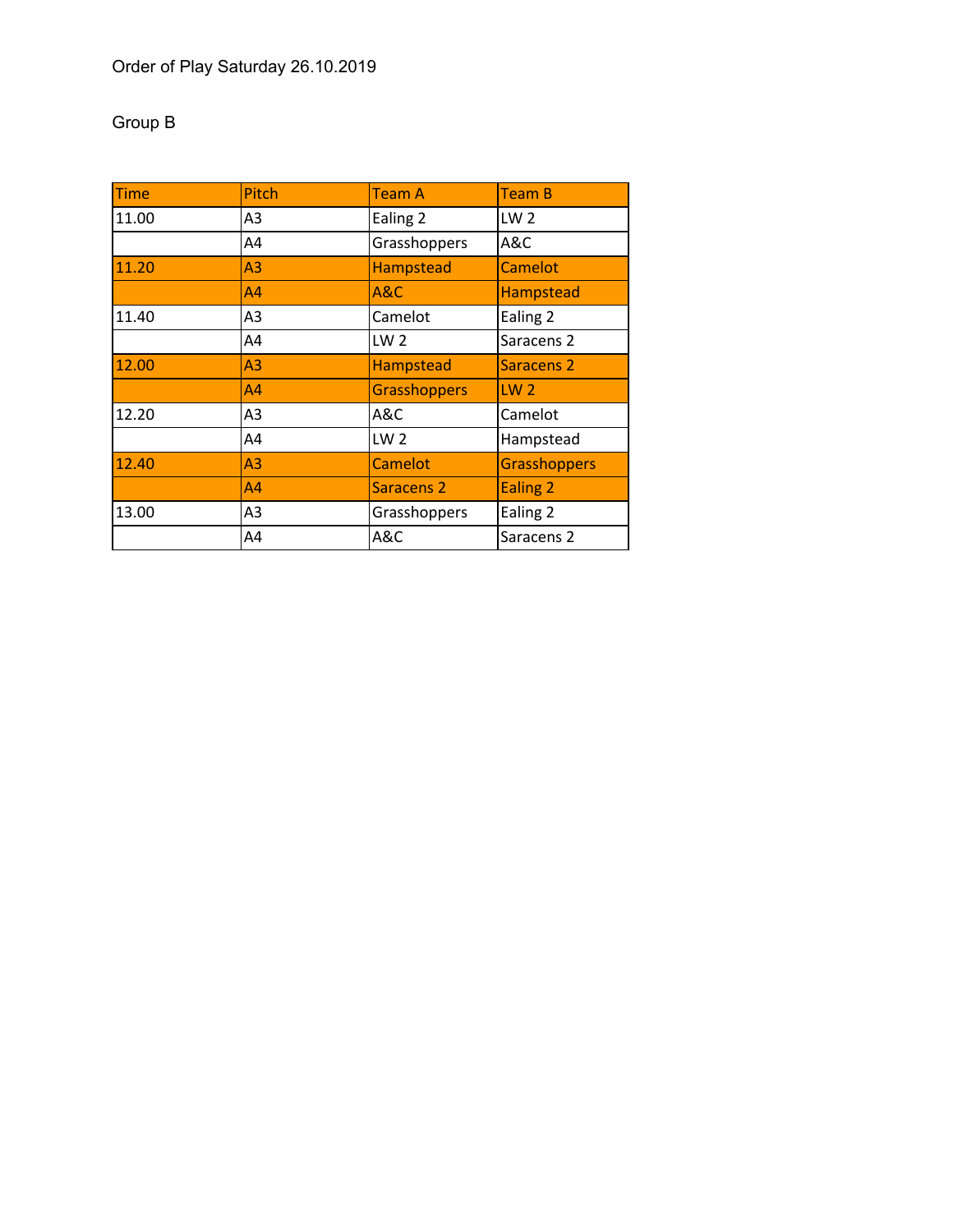Order of Play Saturday 26.10.2019

Group B

| Time | Pitch | Team A | Team B |
|---|---|---|---|
| 11.00 | A3 | Ealing 2 | LW 2 |
| | A4 | Grasshoppers | A&C |
| 11.20 | A3 | Hampstead | Camelot |
| | A4 | A&C | Hampstead |
| 11.40 | A3 | Camelot | Ealing 2 |
| | A4 | LW 2 | Saracens 2 |
| 12.00 | A3 | Hampstead | Saracens 2 |
| | A4 | Grasshoppers | LW 2 |
| 12.20 | A3 | A&C | Camelot |
| | A4 | LW 2 | Hampstead |
| 12.40 | A3 | Camelot | Grasshoppers |
| | A4 | Saracens 2 | Ealing 2 |
| 13.00 | A3 | Grasshoppers | Ealing 2 |
| | A4 | A&C | Saracens 2 |